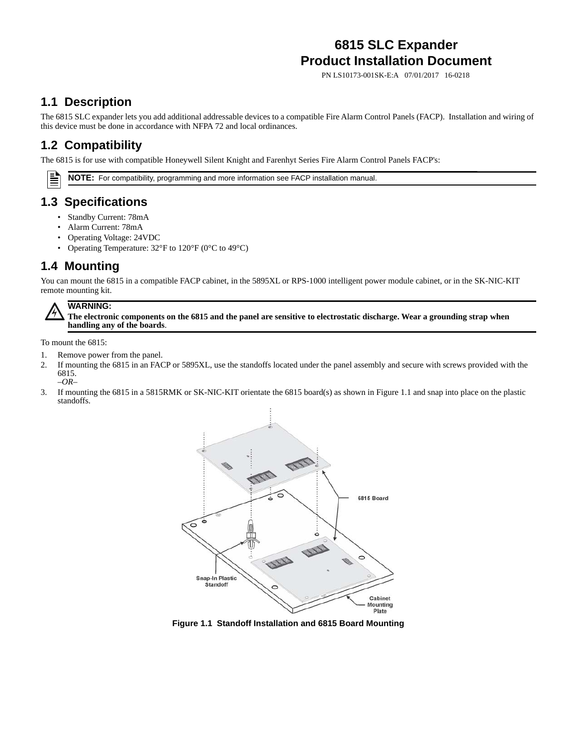# 6815 SLC Expander
# Product Installation Document

PN LS10173-001SK-E:A 07/01/2017 16-0218

## 1.1 Description

The 6815 SLC expander lets you add additional addressable devices to a compatible Fire Alarm Control Panels (FACP). Installation and wiring of this device must be done in accordance with NFPA 72 and local ordinances.

## 1.2 Compatibility

The 6815 is for use with compatible Honeywell Silent Knight and Farenhyt Series Fire Alarm Control Panels FACP's:

**NOTE:** For compatibility, programming and more information see FACP installation manual.

## 1.3 Specifications

- Standby Current: 78mA
- Alarm Current: 78mA
- Operating Voltage: 24VDC
- Operating Temperature: 32°F to 120°F (0°C to 49°C)

## 1.4 Mounting

You can mount the 6815 in a compatible FACP cabinet, in the 5895XL or RPS-1000 intelligent power module cabinet, or in the SK-NIC-KIT remote mounting kit.

**WARNING:**
**The electronic components on the 6815 and the panel are sensitive to electrostatic discharge. Wear a grounding strap when handling any of the boards**.

To mount the 6815:

1. Remove power from the panel.
2. If mounting the 6815 in an FACP or 5895XL, use the standoffs located under the panel assembly and secure with screws provided with the 6815.
   *–OR–*
3. If mounting the 6815 in a 5815RMK or SK-NIC-KIT orientate the 6815 board(s) as shown in Figure 1.1 and snap into place on the plastic standoffs.

**Figure 1.1 Standoff Installation and 6815 Board Mounting**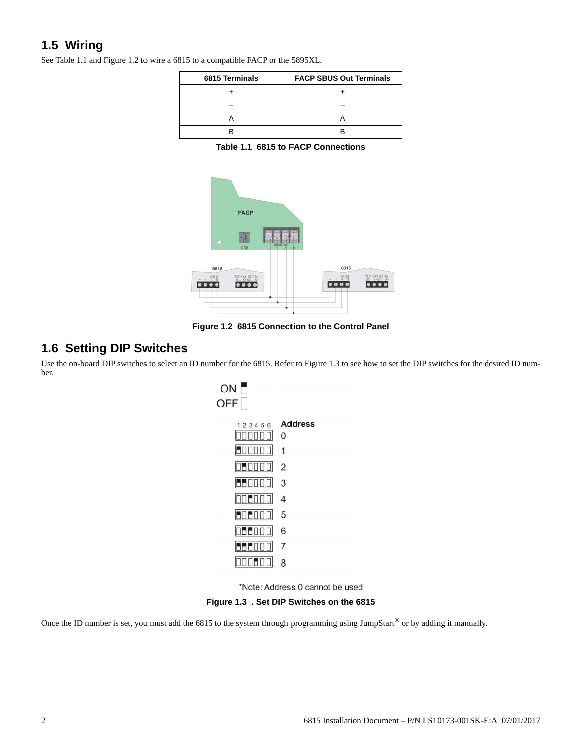## 1.5 Wiring

See Table 1.1 and Figure 1.2 to wire a 6815 to a compatible FACP or the 5895XL.

| 6815 Terminals | FACP SBUS Out Terminals |
|---|---|
| + | + |
| – | – |
| A | A |
| B | B |

**Table 1.1 6815 to FACP Connections**

FACP

USB

SBUS OUT

– + A B

6815

SBUS

– + A B

SLC Out SLC In

S- S+ S- S+

6815

SBUS

– + A B

SLC Out SLC In

S- S+ S- S+

**Figure 1.2 6815 Connection to the Control Panel**

## 1.6 Setting DIP Switches

Use the on-board DIP switches to select an ID number for the 6815. Refer to Figure 1.3 to see how to set the DIP switches for the desired ID number.

ON

OFF

1 2 3 4 5 6

Address

0

1

2

3

4

5

6

7

8

*Note: Address 0 cannot be used

**Figure 1.3 . Set DIP Switches on the 6815**

Once the ID number is set, you must add the 6815 to the system through programming using JumpStart® or by adding it manually.